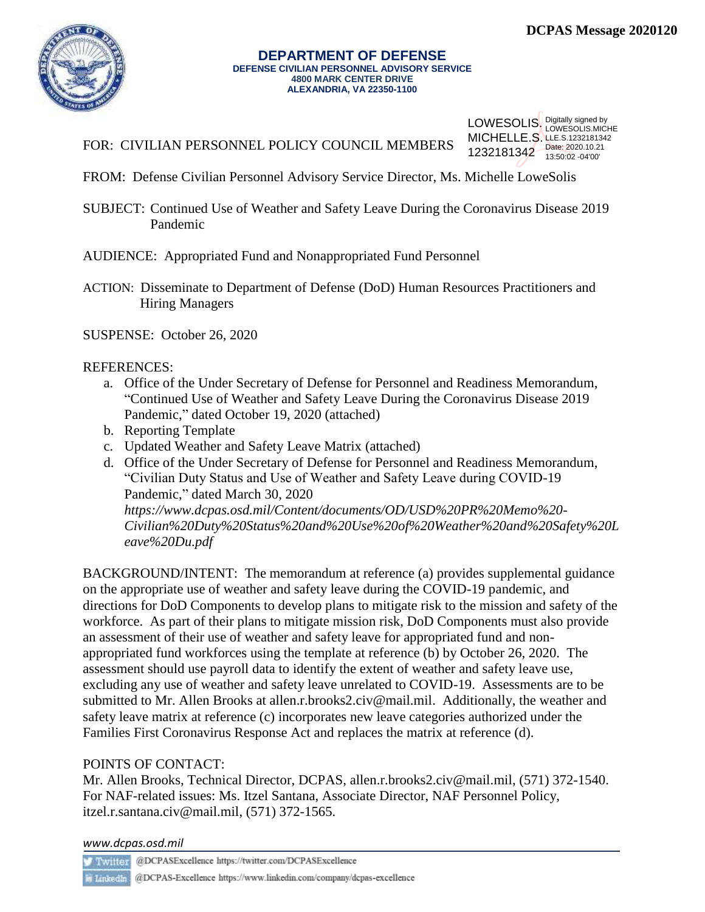DCPAS Message 2020120

**DEPARTMENT OF DEFENSE**
**DEFENSE CIVILIAN PERSONNEL ADVISORY SERVICE**
**4800 MARK CENTER DRIVE**
**ALEXANDRIA, VA 22350-1100**

FOR: CIVILIAN PERSONNEL POLICY COUNCIL MEMBERS

LOWESOLIS.MICHELLE.S.1232181342 Digitally signed by LOWESOLIS.MICHELLE.S.1232181342 Date: 2020.10.21 13:50:02 -04'00'

FROM: Defense Civilian Personnel Advisory Service Director, Ms. Michelle LoweSolis

SUBJECT: Continued Use of Weather and Safety Leave During the Coronavirus Disease 2019 Pandemic

AUDIENCE: Appropriated Fund and Nonappropriated Fund Personnel

ACTION: Disseminate to Department of Defense (DoD) Human Resources Practitioners and Hiring Managers

SUSPENSE: October 26, 2020

REFERENCES:

a. Office of the Under Secretary of Defense for Personnel and Readiness Memorandum, "Continued Use of Weather and Safety Leave During the Coronavirus Disease 2019 Pandemic," dated October 19, 2020 (attached)
b. Reporting Template
c. Updated Weather and Safety Leave Matrix (attached)
d. Office of the Under Secretary of Defense for Personnel and Readiness Memorandum, "Civilian Duty Status and Use of Weather and Safety Leave during COVID-19 Pandemic," dated March 30, 2020
*https://www.dcpas.osd.mil/Content/documents/OD/USD%20PR%20Memo%20-Civilian%20Duty%20Status%20and%20Use%20of%20Weather%20and%20Safety%20Leave%20Du.pdf*

BACKGROUND/INTENT: The memorandum at reference (a) provides supplemental guidance on the appropriate use of weather and safety leave during the COVID-19 pandemic, and directions for DoD Components to develop plans to mitigate risk to the mission and safety of the workforce. As part of their plans to mitigate mission risk, DoD Components must also provide an assessment of their use of weather and safety leave for appropriated fund and non-appropriated fund workforces using the template at reference (b) by October 26, 2020. The assessment should use payroll data to identify the extent of weather and safety leave use, excluding any use of weather and safety leave unrelated to COVID-19. Assessments are to be submitted to Mr. Allen Brooks at allen.r.brooks2.civ@mail.mil. Additionally, the weather and safety leave matrix at reference (c) incorporates new leave categories authorized under the Families First Coronavirus Response Act and replaces the matrix at reference (d).

POINTS OF CONTACT:
Mr. Allen Brooks, Technical Director, DCPAS, allen.r.brooks2.civ@mail.mil, (571) 372-1540. For NAF-related issues: Ms. Itzel Santana, Associate Director, NAF Personnel Policy, itzel.r.santana.civ@mail.mil, (571) 372-1565.

*www.dcpas.osd.mil*

Twitter @DCPASExcellence https://twitter.com/DCPASExcellence

LinkedIn @DCPAS-Excellence https://www.linkedin.com/company/dcpas-excellence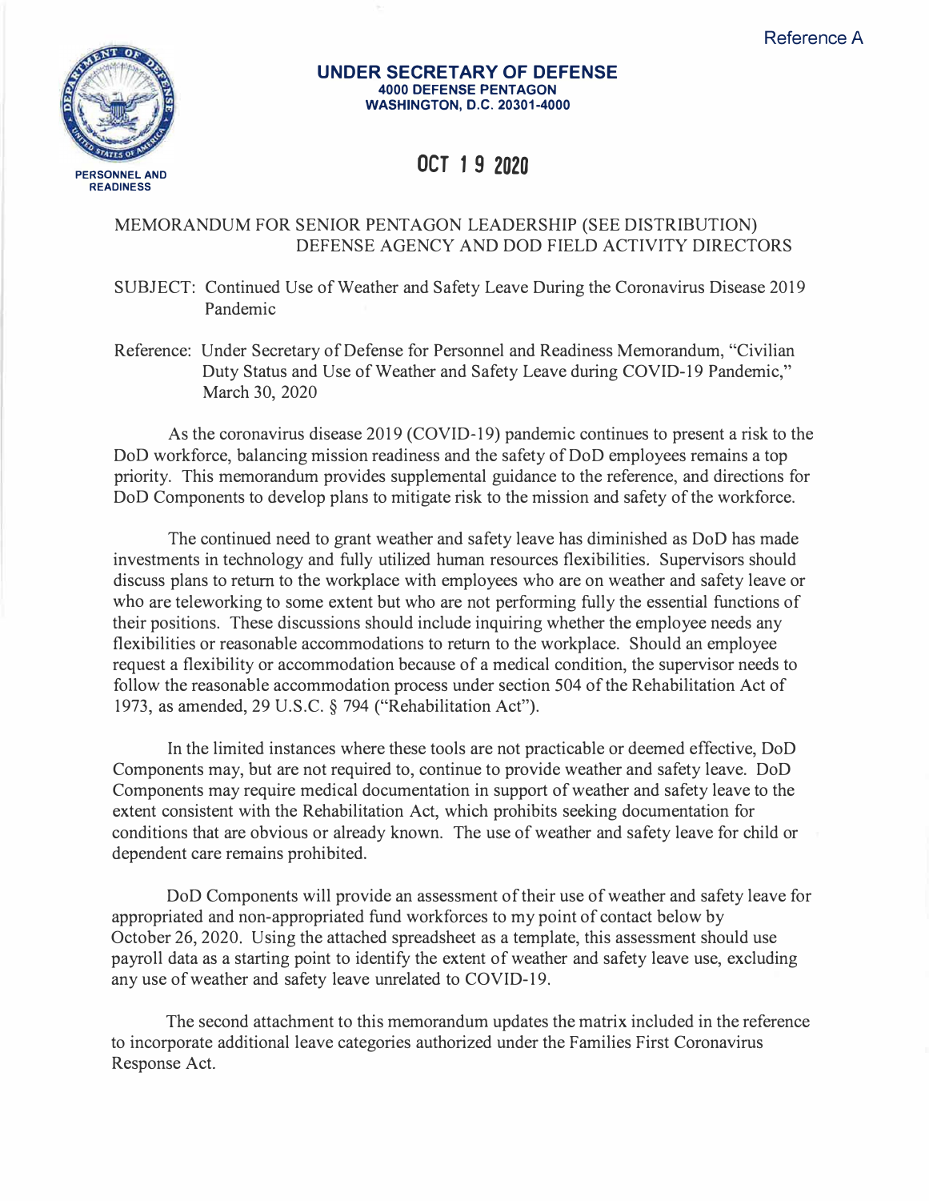Reference A

**UNDER SECRETARY OF DEFENSE**
**4000 DEFENSE PENTAGON**
**WASHINGTON, D.C. 20301-4000**

**PERSONNEL AND READINESS**

**OCT 19 2020**

MEMORANDUM FOR SENIOR PENTAGON LEADERSHIP (SEE DISTRIBUTION)
DEFENSE AGENCY AND DOD FIELD ACTIVITY DIRECTORS

SUBJECT: Continued Use of Weather and Safety Leave During the Coronavirus Disease 2019 Pandemic

Reference: Under Secretary of Defense for Personnel and Readiness Memorandum, "Civilian Duty Status and Use of Weather and Safety Leave during COVID-19 Pandemic," March 30, 2020

As the coronavirus disease 2019 (COVID-19) pandemic continues to present a risk to the DoD workforce, balancing mission readiness and the safety of DoD employees remains a top priority. This memorandum provides supplemental guidance to the reference, and directions for DoD Components to develop plans to mitigate risk to the mission and safety of the workforce.

The continued need to grant weather and safety leave has diminished as DoD has made investments in technology and fully utilized human resources flexibilities. Supervisors should discuss plans to return to the workplace with employees who are on weather and safety leave or who are teleworking to some extent but who are not performing fully the essential functions of their positions. These discussions should include inquiring whether the employee needs any flexibilities or reasonable accommodations to return to the workplace. Should an employee request a flexibility or accommodation because of a medical condition, the supervisor needs to follow the reasonable accommodation process under section 504 of the Rehabilitation Act of 1973, as amended, 29 U.S.C. § 794 ("Rehabilitation Act").

In the limited instances where these tools are not practicable or deemed effective, DoD Components may, but are not required to, continue to provide weather and safety leave. DoD Components may require medical documentation in support of weather and safety leave to the extent consistent with the Rehabilitation Act, which prohibits seeking documentation for conditions that are obvious or already known. The use of weather and safety leave for child or dependent care remains prohibited.

DoD Components will provide an assessment of their use of weather and safety leave for appropriated and non-appropriated fund workforces to my point of contact below by October 26, 2020. Using the attached spreadsheet as a template, this assessment should use payroll data as a starting point to identify the extent of weather and safety leave use, excluding any use of weather and safety leave unrelated to COVID-19.

The second attachment to this memorandum updates the matrix included in the reference to incorporate additional leave categories authorized under the Families First Coronavirus Response Act.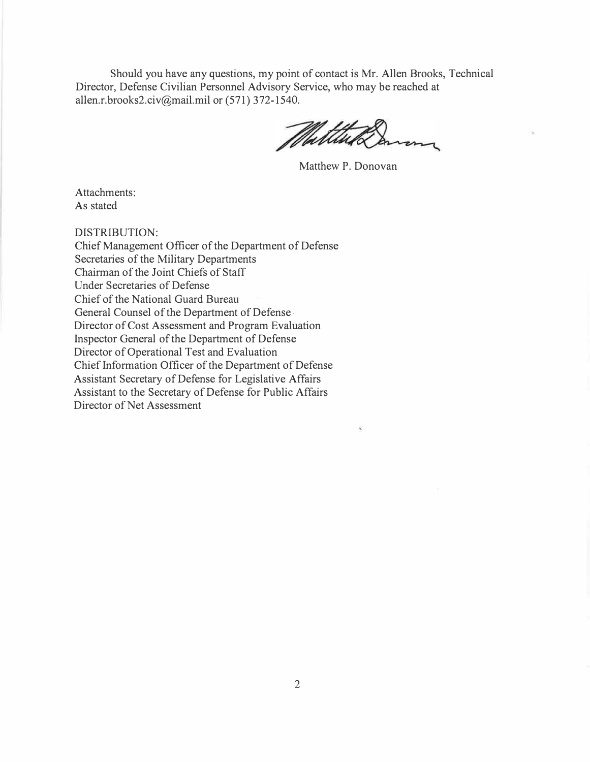Should you have any questions, my point of contact is Mr. Allen Brooks, Technical Director, Defense Civilian Personnel Advisory Service, who may be reached at allen.r.brooks2.civ@mail.mil or (571) 372-1540.

Matthew P. Donovan

Attachments:
As stated

DISTRIBUTION:
Chief Management Officer of the Department of Defense
Secretaries of the Military Departments
Chairman of the Joint Chiefs of Staff
Under Secretaries of Defense
Chief of the National Guard Bureau
General Counsel of the Department of Defense
Director of Cost Assessment and Program Evaluation
Inspector General of the Department of Defense
Director of Operational Test and Evaluation
Chief Information Officer of the Department of Defense
Assistant Secretary of Defense for Legislative Affairs
Assistant to the Secretary of Defense for Public Affairs
Director of Net Assessment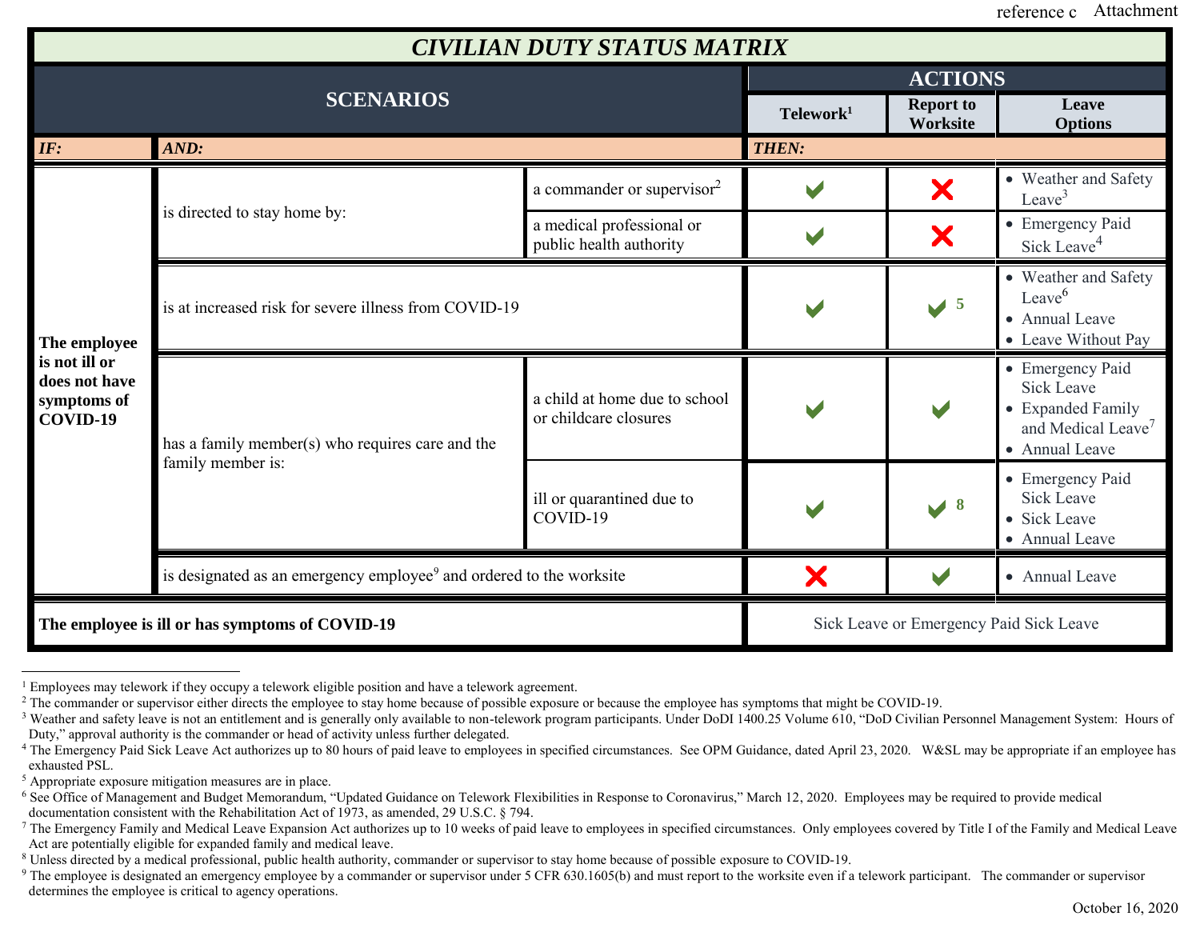reference c Attachment

# CIVILIAN DUTY STATUS MATRIX

| SCENARIOS | | | ACTIONS | | |
|---|---|---|---|---|---|
| | | | **Telework**[1] | **Report to Worksite** | **Leave Options** |
| ***IF:*** | ***AND:*** | | ***THEN:*** | | |
| **The employee is not ill or does not have symptoms of COVID-19** | is directed to stay home by: | a commander or supervisor[2] | ✔ | ✘ | • Weather and Safety Leave[3] |
| | | a medical professional or public health authority | ✔ | ✘ | • Emergency Paid Sick Leave[4] |
| | is at increased risk for severe illness from COVID-19 | | ✔ | ✔ [5] | • Weather and Safety Leave[6] <br> • Annual Leave <br> • Leave Without Pay |
| | has a family member(s) who requires care and the family member is: | a child at home due to school or childcare closures | ✔ | ✔ | • Emergency Paid Sick Leave <br> • Expanded Family and Medical Leave[7] <br> • Annual Leave |
| | | ill or quarantined due to COVID-19 | ✔ | ✔ [8] | • Emergency Paid Sick Leave <br> • Sick Leave <br> • Annual Leave |
| | is designated as an emergency employee[9] and ordered to the worksite | | ✘ | ✔ | • Annual Leave |
| **The employee is ill or has symptoms of COVID-19** | | | Sick Leave or Emergency Paid Sick Leave | | |

[1] Employees may telework if they occupy a telework eligible position and have a telework agreement.

[2] The commander or supervisor either directs the employee to stay home because of possible exposure or because the employee has symptoms that might be COVID-19.

[3] Weather and safety leave is not an entitlement and is generally only available to non-telework program participants. Under DoDI 1400.25 Volume 610, "DoD Civilian Personnel Management System: Hours of Duty," approval authority is the commander or head of activity unless further delegated.

[4] The Emergency Paid Sick Leave Act authorizes up to 80 hours of paid leave to employees in specified circumstances. See OPM Guidance, dated April 23, 2020. W&SL may be appropriate if an employee has exhausted PSL.

[5] Appropriate exposure mitigation measures are in place.

[6] See Office of Management and Budget Memorandum, "Updated Guidance on Telework Flexibilities in Response to Coronavirus," March 12, 2020. Employees may be required to provide medical documentation consistent with the Rehabilitation Act of 1973, as amended, 29 U.S.C. § 794.

[7] The Emergency Family and Medical Leave Expansion Act authorizes up to 10 weeks of paid leave to employees in specified circumstances. Only employees covered by Title I of the Family and Medical Leave Act are potentially eligible for expanded family and medical leave.

[8] Unless directed by a medical professional, public health authority, commander or supervisor to stay home because of possible exposure to COVID-19.

[9] The employee is designated an emergency employee by a commander or supervisor under 5 CFR 630.1605(b) and must report to the worksite even if a telework participant. The commander or supervisor determines the employee is critical to agency operations.

October 16, 2020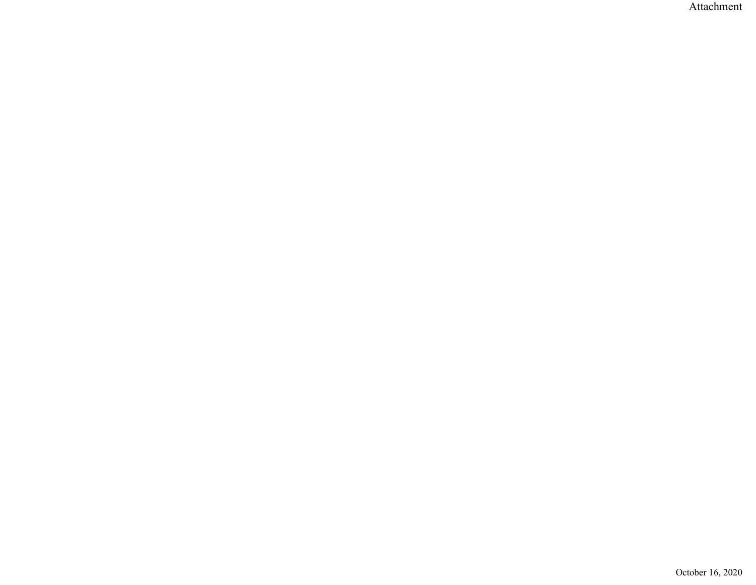Attachment

October 16, 2020